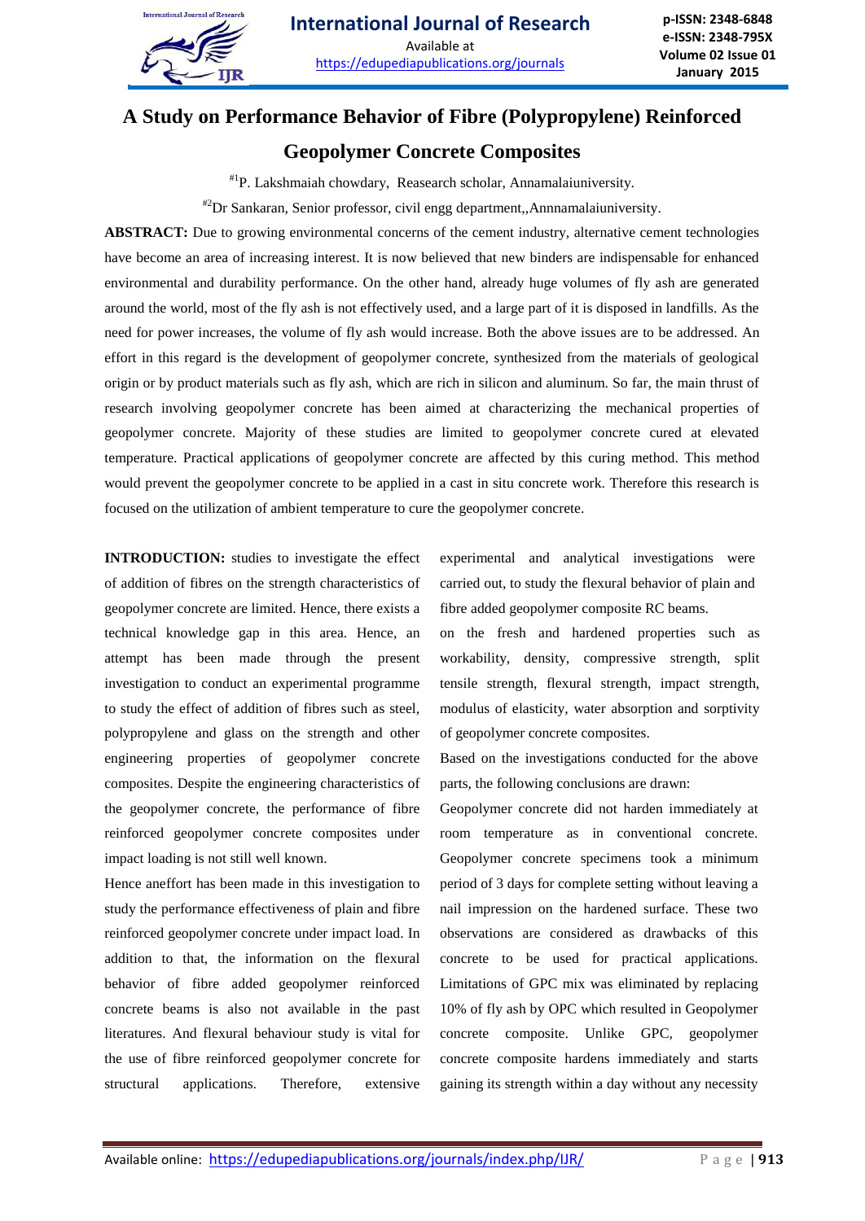# A Study on Performance Behavior of Fibre (Polypropylene) Reinforced Geopolymer Concrete Composites

[#1]P. Lakshmaiah chowdary, Reasearch scholar, Annamalaiuniversity.

[#2]Dr Sankaran, Senior professor, civil engg department,,Annnamalaiuniversity.

**ABSTRACT:** Due to growing environmental concerns of the cement industry, alternative cement technologies have become an area of increasing interest. It is now believed that new binders are indispensable for enhanced environmental and durability performance. On the other hand, already huge volumes of fly ash are generated around the world, most of the fly ash is not effectively used, and a large part of it is disposed in landfills. As the need for power increases, the volume of fly ash would increase. Both the above issues are to be addressed. An effort in this regard is the development of geopolymer concrete, synthesized from the materials of geological origin or by product materials such as fly ash, which are rich in silicon and aluminum. So far, the main thrust of research involving geopolymer concrete has been aimed at characterizing the mechanical properties of geopolymer concrete. Majority of these studies are limited to geopolymer concrete cured at elevated temperature. Practical applications of geopolymer concrete are affected by this curing method. This method would prevent the geopolymer concrete to be applied in a cast in situ concrete work. Therefore this research is focused on the utilization of ambient temperature to cure the geopolymer concrete.

**INTRODUCTION:** studies to investigate the effect of addition of fibres on the strength characteristics of geopolymer concrete are limited. Hence, there exists a technical knowledge gap in this area. Hence, an attempt has been made through the present investigation to conduct an experimental programme to study the effect of addition of fibres such as steel, polypropylene and glass on the strength and other engineering properties of geopolymer concrete composites. Despite the engineering characteristics of the geopolymer concrete, the performance of fibre reinforced geopolymer concrete composites under impact loading is not still well known.

Hence aneffort has been made in this investigation to study the performance effectiveness of plain and fibre reinforced geopolymer concrete under impact load. In addition to that, the information on the flexural behavior of fibre added geopolymer reinforced concrete beams is also not available in the past literatures. And flexural behaviour study is vital for the use of fibre reinforced geopolymer concrete for structural applications. Therefore, extensive experimental and analytical investigations were carried out, to study the flexural behavior of plain and fibre added geopolymer composite RC beams.

on the fresh and hardened properties such as workability, density, compressive strength, split tensile strength, flexural strength, impact strength, modulus of elasticity, water absorption and sorptivity of geopolymer concrete composites.

Based on the investigations conducted for the above parts, the following conclusions are drawn:

Geopolymer concrete did not harden immediately at room temperature as in conventional concrete. Geopolymer concrete specimens took a minimum period of 3 days for complete setting without leaving a nail impression on the hardened surface. These two observations are considered as drawbacks of this concrete to be used for practical applications. Limitations of GPC mix was eliminated by replacing 10% of fly ash by OPC which resulted in Geopolymer concrete composite. Unlike GPC, geopolymer concrete composite hardens immediately and starts gaining its strength within a day without any necessity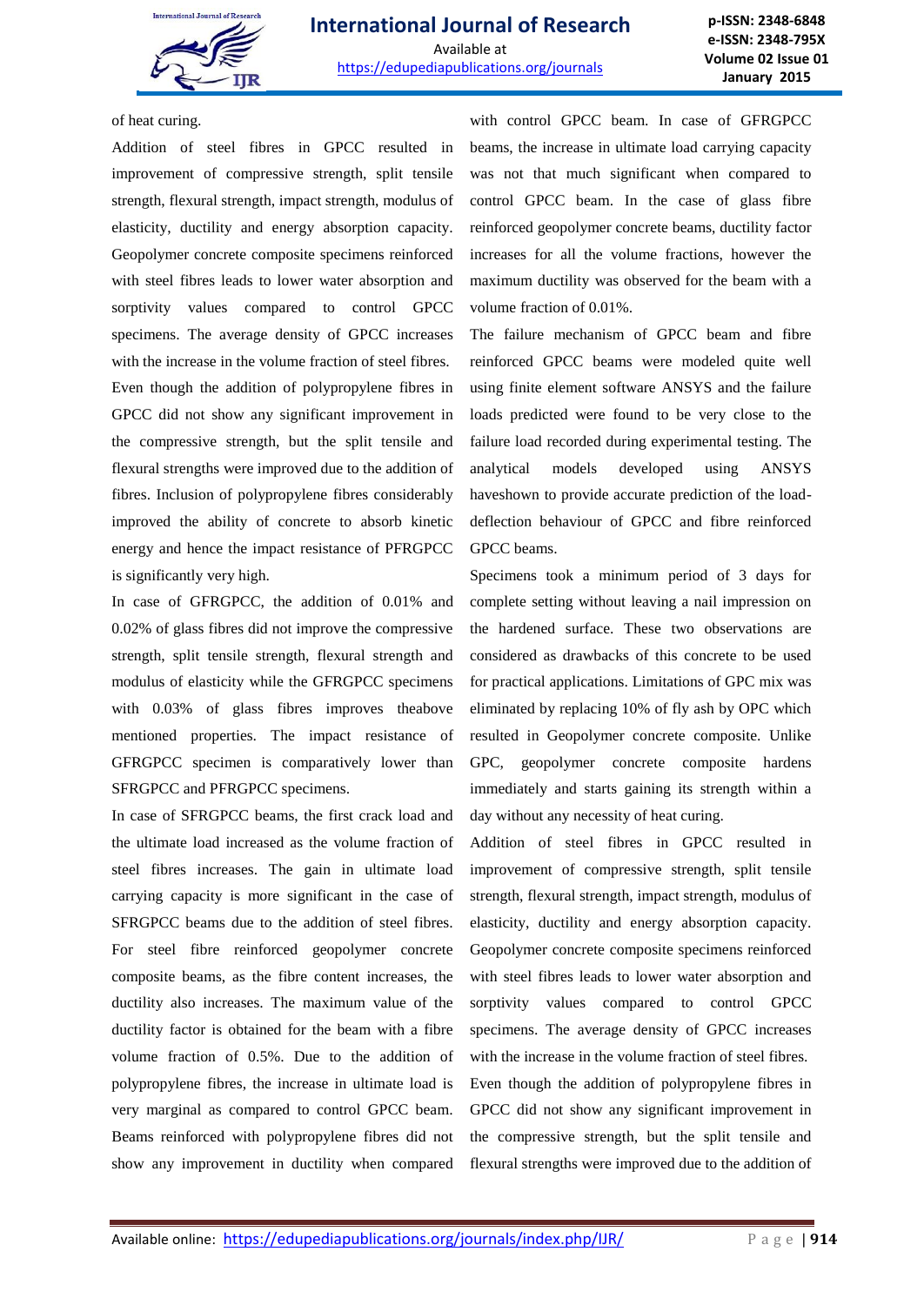of heat curing.

Addition of steel fibres in GPCC resulted in improvement of compressive strength, split tensile strength, flexural strength, impact strength, modulus of elasticity, ductility and energy absorption capacity. Geopolymer concrete composite specimens reinforced with steel fibres leads to lower water absorption and sorptivity values compared to control GPCC specimens. The average density of GPCC increases with the increase in the volume fraction of steel fibres.

Even though the addition of polypropylene fibres in GPCC did not show any significant improvement in the compressive strength, but the split tensile and flexural strengths were improved due to the addition of fibres. Inclusion of polypropylene fibres considerably improved the ability of concrete to absorb kinetic energy and hence the impact resistance of PFRGPCC is significantly very high.

In case of GFRGPCC, the addition of 0.01% and 0.02% of glass fibres did not improve the compressive strength, split tensile strength, flexural strength and modulus of elasticity while the GFRGPCC specimens with 0.03% of glass fibres improves theabove mentioned properties. The impact resistance of GFRGPCC specimen is comparatively lower than SFRGPCC and PFRGPCC specimens.

In case of SFRGPCC beams, the first crack load and the ultimate load increased as the volume fraction of steel fibres increases. The gain in ultimate load carrying capacity is more significant in the case of SFRGPCC beams due to the addition of steel fibres. For steel fibre reinforced geopolymer concrete composite beams, as the fibre content increases, the ductility also increases. The maximum value of the ductility factor is obtained for the beam with a fibre volume fraction of 0.5%. Due to the addition of polypropylene fibres, the increase in ultimate load is very marginal as compared to control GPCC beam. Beams reinforced with polypropylene fibres did not show any improvement in ductility when compared with control GPCC beam. In case of GFRGPCC beams, the increase in ultimate load carrying capacity was not that much significant when compared to control GPCC beam. In the case of glass fibre reinforced geopolymer concrete beams, ductility factor increases for all the volume fractions, however the maximum ductility was observed for the beam with a volume fraction of 0.01%.

The failure mechanism of GPCC beam and fibre reinforced GPCC beams were modeled quite well using finite element software ANSYS and the failure loads predicted were found to be very close to the failure load recorded during experimental testing. The analytical models developed using ANSYS haveshown to provide accurate prediction of the load-deflection behaviour of GPCC and fibre reinforced GPCC beams.

Specimens took a minimum period of 3 days for complete setting without leaving a nail impression on the hardened surface. These two observations are considered as drawbacks of this concrete to be used for practical applications. Limitations of GPC mix was eliminated by replacing 10% of fly ash by OPC which resulted in Geopolymer concrete composite. Unlike GPC, geopolymer concrete composite hardens immediately and starts gaining its strength within a day without any necessity of heat curing.

Addition of steel fibres in GPCC resulted in improvement of compressive strength, split tensile strength, flexural strength, impact strength, modulus of elasticity, ductility and energy absorption capacity. Geopolymer concrete composite specimens reinforced with steel fibres leads to lower water absorption and sorptivity values compared to control GPCC specimens. The average density of GPCC increases with the increase in the volume fraction of steel fibres.

Even though the addition of polypropylene fibres in GPCC did not show any significant improvement in the compressive strength, but the split tensile and flexural strengths were improved due to the addition of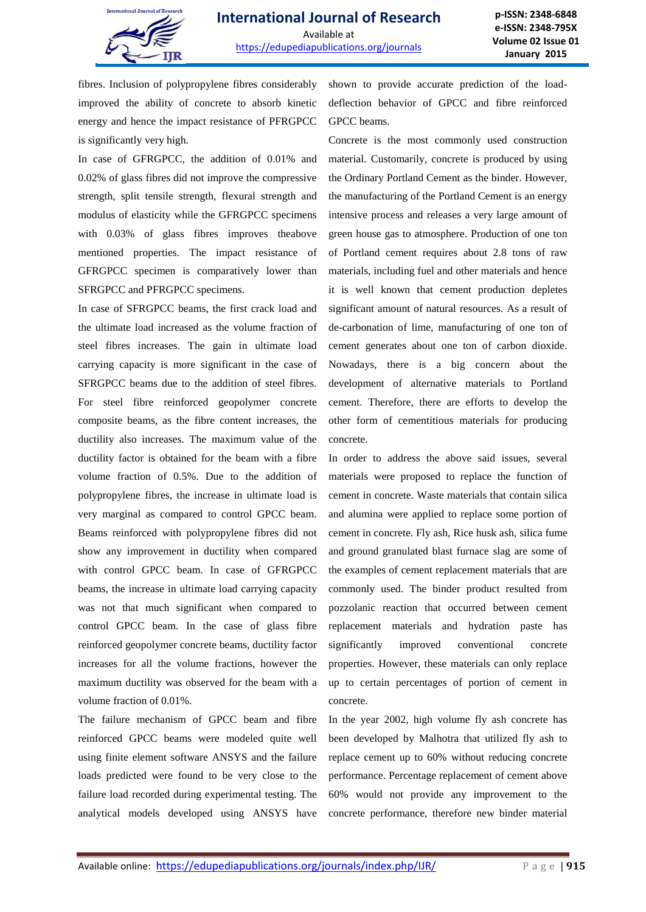fibres. Inclusion of polypropylene fibres considerably improved the ability of concrete to absorb kinetic energy and hence the impact resistance of PFRGPCC is significantly very high.

In case of GFRGPCC, the addition of 0.01% and 0.02% of glass fibres did not improve the compressive strength, split tensile strength, flexural strength and modulus of elasticity while the GFRGPCC specimens with 0.03% of glass fibres improves theabove mentioned properties. The impact resistance of GFRGPCC specimen is comparatively lower than SFRGPCC and PFRGPCC specimens.

In case of SFRGPCC beams, the first crack load and the ultimate load increased as the volume fraction of steel fibres increases. The gain in ultimate load carrying capacity is more significant in the case of SFRGPCC beams due to the addition of steel fibres. For steel fibre reinforced geopolymer concrete composite beams, as the fibre content increases, the ductility also increases. The maximum value of the ductility factor is obtained for the beam with a fibre volume fraction of 0.5%. Due to the addition of polypropylene fibres, the increase in ultimate load is very marginal as compared to control GPCC beam. Beams reinforced with polypropylene fibres did not show any improvement in ductility when compared with control GPCC beam. In case of GFRGPCC beams, the increase in ultimate load carrying capacity was not that much significant when compared to control GPCC beam. In the case of glass fibre reinforced geopolymer concrete beams, ductility factor increases for all the volume fractions, however the maximum ductility was observed for the beam with a volume fraction of 0.01%.

The failure mechanism of GPCC beam and fibre reinforced GPCC beams were modeled quite well using finite element software ANSYS and the failure loads predicted were found to be very close to the failure load recorded during experimental testing. The analytical models developed using ANSYS have shown to provide accurate prediction of the load-deflection behavior of GPCC and fibre reinforced GPCC beams.

Concrete is the most commonly used construction material. Customarily, concrete is produced by using the Ordinary Portland Cement as the binder. However, the manufacturing of the Portland Cement is an energy intensive process and releases a very large amount of green house gas to atmosphere. Production of one ton of Portland cement requires about 2.8 tons of raw materials, including fuel and other materials and hence it is well known that cement production depletes significant amount of natural resources. As a result of de-carbonation of lime, manufacturing of one ton of cement generates about one ton of carbon dioxide. Nowadays, there is a big concern about the development of alternative materials to Portland cement. Therefore, there are efforts to develop the other form of cementitious materials for producing concrete.

In order to address the above said issues, several materials were proposed to replace the function of cement in concrete. Waste materials that contain silica and alumina were applied to replace some portion of cement in concrete. Fly ash, Rice husk ash, silica fume and ground granulated blast furnace slag are some of the examples of cement replacement materials that are commonly used. The binder product resulted from pozzolanic reaction that occurred between cement replacement materials and hydration paste has significantly improved conventional concrete properties. However, these materials can only replace up to certain percentages of portion of cement in concrete.

In the year 2002, high volume fly ash concrete has been developed by Malhotra that utilized fly ash to replace cement up to 60% without reducing concrete performance. Percentage replacement of cement above 60% would not provide any improvement to the concrete performance, therefore new binder material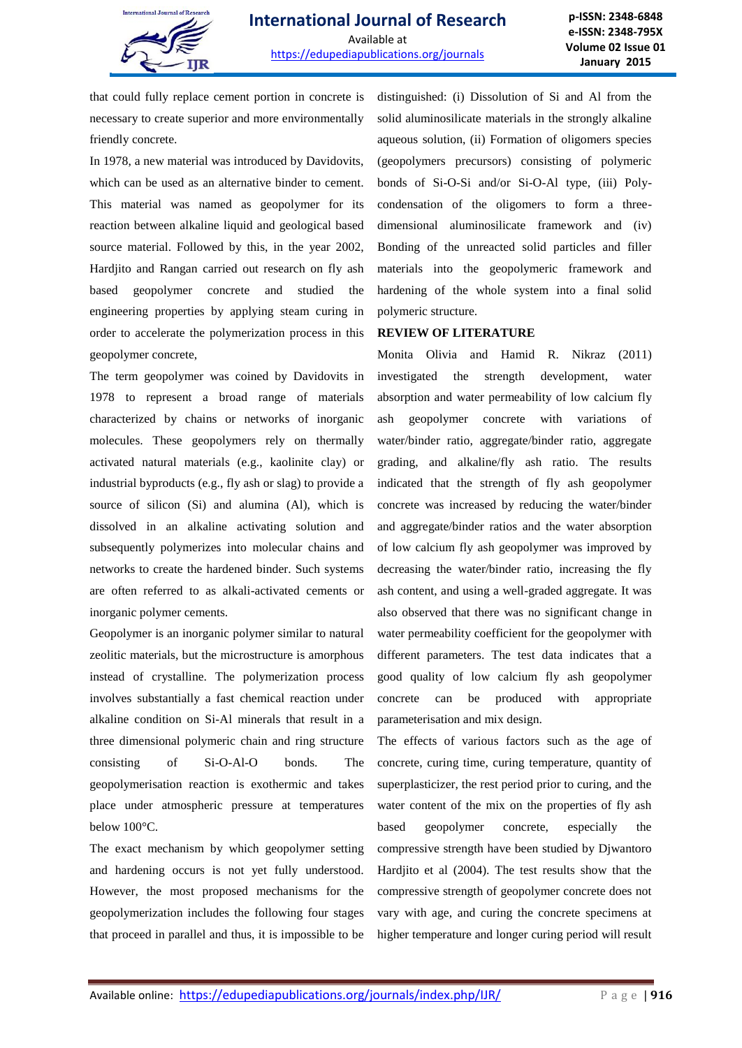that could fully replace cement portion in concrete is necessary to create superior and more environmentally friendly concrete.

In 1978, a new material was introduced by Davidovits, which can be used as an alternative binder to cement. This material was named as geopolymer for its reaction between alkaline liquid and geological based source material. Followed by this, in the year 2002, Hardjito and Rangan carried out research on fly ash based geopolymer concrete and studied the engineering properties by applying steam curing in order to accelerate the polymerization process in this geopolymer concrete,

The term geopolymer was coined by Davidovits in 1978 to represent a broad range of materials characterized by chains or networks of inorganic molecules. These geopolymers rely on thermally activated natural materials (e.g., kaolinite clay) or industrial byproducts (e.g., fly ash or slag) to provide a source of silicon (Si) and alumina (Al), which is dissolved in an alkaline activating solution and subsequently polymerizes into molecular chains and networks to create the hardened binder. Such systems are often referred to as alkali-activated cements or inorganic polymer cements.

Geopolymer is an inorganic polymer similar to natural zeolitic materials, but the microstructure is amorphous instead of crystalline. The polymerization process involves substantially a fast chemical reaction under alkaline condition on Si-Al minerals that result in a three dimensional polymeric chain and ring structure consisting of Si-O-Al-O bonds. The geopolymerisation reaction is exothermic and takes place under atmospheric pressure at temperatures below 100°C.

The exact mechanism by which geopolymer setting and hardening occurs is not yet fully understood. However, the most proposed mechanisms for the geopolymerization includes the following four stages that proceed in parallel and thus, it is impossible to be distinguished: (i) Dissolution of Si and Al from the solid aluminosilicate materials in the strongly alkaline aqueous solution, (ii) Formation of oligomers species (geopolymers precursors) consisting of polymeric bonds of Si-O-Si and/or Si-O-Al type, (iii) Poly-condensation of the oligomers to form a three-dimensional aluminosilicate framework and (iv) Bonding of the unreacted solid particles and filler materials into the geopolymeric framework and hardening of the whole system into a final solid polymeric structure.

## REVIEW OF LITERATURE

Monita Olivia and Hamid R. Nikraz (2011) investigated the strength development, water absorption and water permeability of low calcium fly ash geopolymer concrete with variations of water/binder ratio, aggregate/binder ratio, aggregate grading, and alkaline/fly ash ratio. The results indicated that the strength of fly ash geopolymer concrete was increased by reducing the water/binder and aggregate/binder ratios and the water absorption of low calcium fly ash geopolymer was improved by decreasing the water/binder ratio, increasing the fly ash content, and using a well-graded aggregate. It was also observed that there was no significant change in water permeability coefficient for the geopolymer with different parameters. The test data indicates that a good quality of low calcium fly ash geopolymer concrete can be produced with appropriate parameterisation and mix design.

The effects of various factors such as the age of concrete, curing time, curing temperature, quantity of superplasticizer, the rest period prior to curing, and the water content of the mix on the properties of fly ash based geopolymer concrete, especially the compressive strength have been studied by Djwantoro Hardjito et al (2004). The test results show that the compressive strength of geopolymer concrete does not vary with age, and curing the concrete specimens at higher temperature and longer curing period will result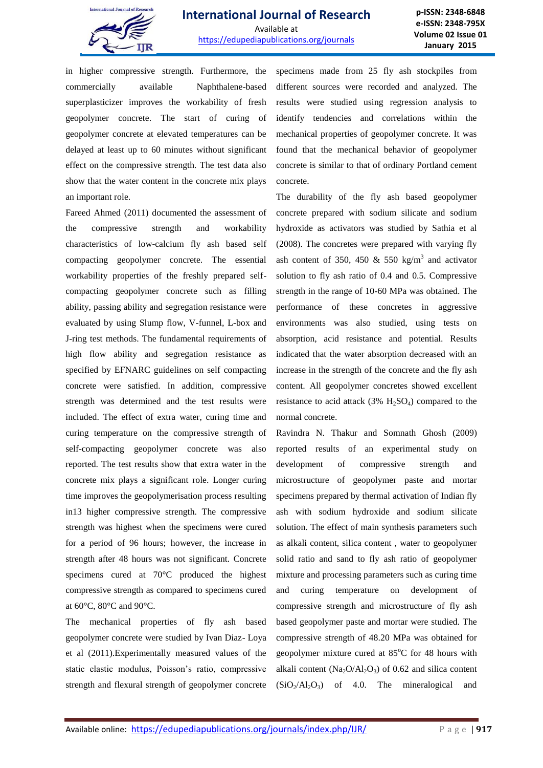in higher compressive strength. Furthermore, the commercially available Naphthalene-based superplasticizer improves the workability of fresh geopolymer concrete. The start of curing of geopolymer concrete at elevated temperatures can be delayed at least up to 60 minutes without significant effect on the compressive strength. The test data also show that the water content in the concrete mix plays an important role.

Fareed Ahmed (2011) documented the assessment of the compressive strength and workability characteristics of low-calcium fly ash based self compacting geopolymer concrete. The essential workability properties of the freshly prepared self-compacting geopolymer concrete such as filling ability, passing ability and segregation resistance were evaluated by using Slump flow, V-funnel, L-box and J-ring test methods. The fundamental requirements of high flow ability and segregation resistance as specified by EFNARC guidelines on self compacting concrete were satisfied. In addition, compressive strength was determined and the test results were included. The effect of extra water, curing time and curing temperature on the compressive strength of self-compacting geopolymer concrete was also reported. The test results show that extra water in the concrete mix plays a significant role. Longer curing time improves the geopolymerisation process resulting in13 higher compressive strength. The compressive strength was highest when the specimens were cured for a period of 96 hours; however, the increase in strength after 48 hours was not significant. Concrete specimens cured at 70°C produced the highest compressive strength as compared to specimens cured at 60°C, 80°C and 90°C.

The mechanical properties of fly ash based geopolymer concrete were studied by Ivan Diaz- Loya et al (2011).Experimentally measured values of the static elastic modulus, Poisson's ratio, compressive strength and flexural strength of geopolymer concrete specimens made from 25 fly ash stockpiles from different sources were recorded and analyzed. The results were studied using regression analysis to identify tendencies and correlations within the mechanical properties of geopolymer concrete. It was found that the mechanical behavior of geopolymer concrete is similar to that of ordinary Portland cement concrete.

The durability of the fly ash based geopolymer concrete prepared with sodium silicate and sodium hydroxide as activators was studied by Sathia et al (2008). The concretes were prepared with varying fly ash content of 350, 450 & 550 $kg/m^3$ and activator solution to fly ash ratio of 0.4 and 0.5. Compressive strength in the range of 10-60 MPa was obtained. The performance of these concretes in aggressive environments was also studied, using tests on absorption, acid resistance and potential. Results indicated that the water absorption decreased with an increase in the strength of the concrete and the fly ash content. All geopolymer concretes showed excellent resistance to acid attack (3% $H_2SO_4$) compared to the normal concrete.

Ravindra N. Thakur and Somnath Ghosh (2009) reported results of an experimental study on development of compressive strength and microstructure of geopolymer paste and mortar specimens prepared by thermal activation of Indian fly ash with sodium hydroxide and sodium silicate solution. The effect of main synthesis parameters such as alkali content, silica content , water to geopolymer solid ratio and sand to fly ash ratio of geopolymer mixture and processing parameters such as curing time and curing temperature on development of compressive strength and microstructure of fly ash based geopolymer paste and mortar were studied. The compressive strength of 48.20 MPa was obtained for geopolymer mixture cured at 85°C for 48 hours with alkali content ($Na_2O/Al_2O_3$) of 0.62 and silica content ($SiO_2/Al_2O_3$) of 4.0. The mineralogical and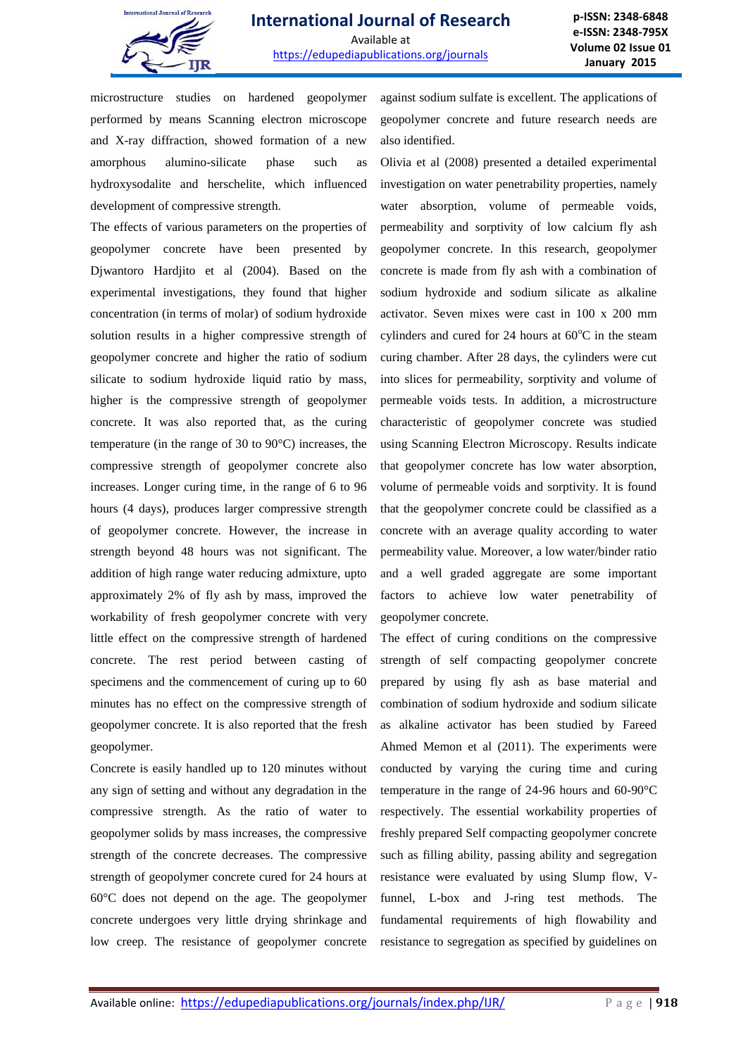microstructure studies on hardened geopolymer performed by means Scanning electron microscope and X-ray diffraction, showed formation of a new amorphous alumino-silicate phase such as hydroxysodalite and herschelite, which influenced development of compressive strength.

The effects of various parameters on the properties of geopolymer concrete have been presented by Djwantoro Hardjito et al (2004). Based on the experimental investigations, they found that higher concentration (in terms of molar) of sodium hydroxide solution results in a higher compressive strength of geopolymer concrete and higher the ratio of sodium silicate to sodium hydroxide liquid ratio by mass, higher is the compressive strength of geopolymer concrete. It was also reported that, as the curing temperature (in the range of 30 to 90°C) increases, the compressive strength of geopolymer concrete also increases. Longer curing time, in the range of 6 to 96 hours (4 days), produces larger compressive strength of geopolymer concrete. However, the increase in strength beyond 48 hours was not significant. The addition of high range water reducing admixture, upto approximately 2% of fly ash by mass, improved the workability of fresh geopolymer concrete with very little effect on the compressive strength of hardened concrete. The rest period between casting of specimens and the commencement of curing up to 60 minutes has no effect on the compressive strength of geopolymer concrete. It is also reported that the fresh geopolymer.

Concrete is easily handled up to 120 minutes without any sign of setting and without any degradation in the compressive strength. As the ratio of water to geopolymer solids by mass increases, the compressive strength of the concrete decreases. The compressive strength of geopolymer concrete cured for 24 hours at 60°C does not depend on the age. The geopolymer concrete undergoes very little drying shrinkage and low creep. The resistance of geopolymer concrete against sodium sulfate is excellent. The applications of geopolymer concrete and future research needs are also identified.

Olivia et al (2008) presented a detailed experimental investigation on water penetrability properties, namely water absorption, volume of permeable voids, permeability and sorptivity of low calcium fly ash geopolymer concrete. In this research, geopolymer concrete is made from fly ash with a combination of sodium hydroxide and sodium silicate as alkaline activator. Seven mixes were cast in 100 x 200 mm cylinders and cured for 24 hours at 60$^{o}$C in the steam curing chamber. After 28 days, the cylinders were cut into slices for permeability, sorptivity and volume of permeable voids tests. In addition, a microstructure characteristic of geopolymer concrete was studied using Scanning Electron Microscopy. Results indicate that geopolymer concrete has low water absorption, volume of permeable voids and sorptivity. It is found that the geopolymer concrete could be classified as a concrete with an average quality according to water permeability value. Moreover, a low water/binder ratio and a well graded aggregate are some important factors to achieve low water penetrability of geopolymer concrete.

The effect of curing conditions on the compressive strength of self compacting geopolymer concrete prepared by using fly ash as base material and combination of sodium hydroxide and sodium silicate as alkaline activator has been studied by Fareed Ahmed Memon et al (2011). The experiments were conducted by varying the curing time and curing temperature in the range of 24-96 hours and 60-90°C respectively. The essential workability properties of freshly prepared Self compacting geopolymer concrete such as filling ability, passing ability and segregation resistance were evaluated by using Slump flow, V-funnel, L-box and J-ring test methods. The fundamental requirements of high flowability and resistance to segregation as specified by guidelines on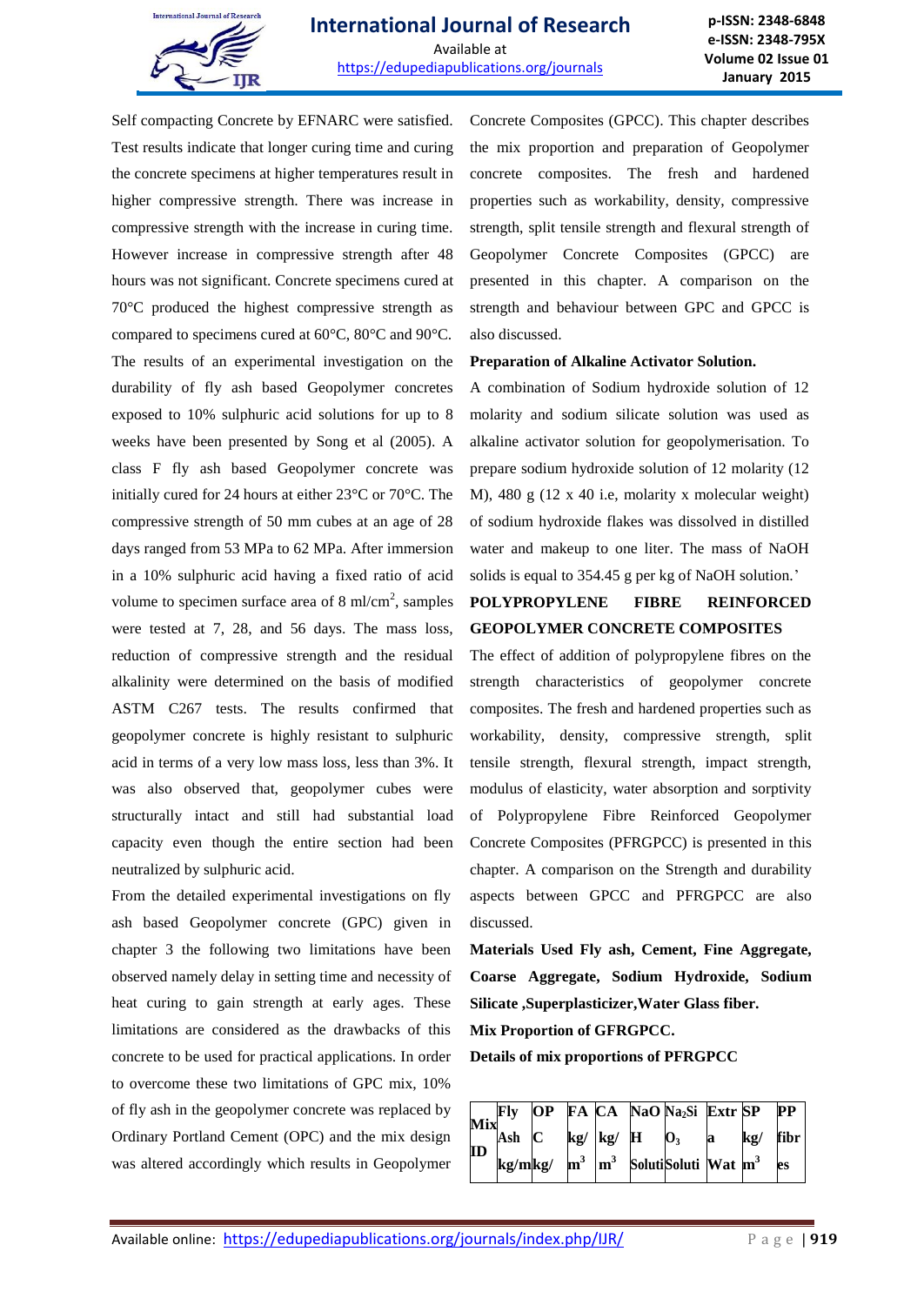Self compacting Concrete by EFNARC were satisfied. Test results indicate that longer curing time and curing the concrete specimens at higher temperatures result in higher compressive strength. There was increase in compressive strength with the increase in curing time. However increase in compressive strength after 48 hours was not significant. Concrete specimens cured at 70°C produced the highest compressive strength as compared to specimens cured at 60°C, 80°C and 90°C. The results of an experimental investigation on the durability of fly ash based Geopolymer concretes exposed to 10% sulphuric acid solutions for up to 8 weeks have been presented by Song et al (2005). A class F fly ash based Geopolymer concrete was initially cured for 24 hours at either 23°C or 70°C. The compressive strength of 50 mm cubes at an age of 28 days ranged from 53 MPa to 62 MPa. After immersion in a 10% sulphuric acid having a fixed ratio of acid volume to specimen surface area of 8 ml/cm$^2$, samples were tested at 7, 28, and 56 days. The mass loss, reduction of compressive strength and the residual alkalinity were determined on the basis of modified ASTM C267 tests. The results confirmed that geopolymer concrete is highly resistant to sulphuric acid in terms of a very low mass loss, less than 3%. It was also observed that, geopolymer cubes were structurally intact and still had substantial load capacity even though the entire section had been neutralized by sulphuric acid.

From the detailed experimental investigations on fly ash based Geopolymer concrete (GPC) given in chapter 3 the following two limitations have been observed namely delay in setting time and necessity of heat curing to gain strength at early ages. These limitations are considered as the drawbacks of this concrete to be used for practical applications. In order to overcome these two limitations of GPC mix, 10% of fly ash in the geopolymer concrete was replaced by Ordinary Portland Cement (OPC) and the mix design was altered accordingly which results in Geopolymer Concrete Composites (GPCC). This chapter describes the mix proportion and preparation of Geopolymer concrete composites. The fresh and hardened properties such as workability, density, compressive strength, split tensile strength and flexural strength of Geopolymer Concrete Composites (GPCC) are presented in this chapter. A comparison on the strength and behaviour between GPC and GPCC is also discussed.

**Preparation of Alkaline Activator Solution.**

A combination of Sodium hydroxide solution of 12 molarity and sodium silicate solution was used as alkaline activator solution for geopolymerisation. To prepare sodium hydroxide solution of 12 molarity (12 M), 480 g (12 x 40 i.e, molarity x molecular weight) of sodium hydroxide flakes was dissolved in distilled water and makeup to one liter. The mass of NaOH solids is equal to 354.45 g per kg of NaOH solution.'

**POLYPROPYLENE FIBRE REINFORCED GEOPOLYMER CONCRETE COMPOSITES**

The effect of addition of polypropylene fibres on the strength characteristics of geopolymer concrete composites. The fresh and hardened properties such as workability, density, compressive strength, split tensile strength, flexural strength, impact strength, modulus of elasticity, water absorption and sorptivity of Polypropylene Fibre Reinforced Geopolymer Concrete Composites (PFRGPCC) is presented in this chapter. A comparison on the Strength and durability aspects between GPCC and PFRGPCC are also discussed.

**Materials Used Fly ash, Cement, Fine Aggregate, Coarse Aggregate, Sodium Hydroxide, Sodium Silicate ,Superplasticizer,Water Glass fiber.**

**Mix Proportion of GFRGPCC.**

**Details of mix proportions of PFRGPCC**

| Mix ID | Fly Ash kg/m | OPC kg/ | FA kg/ m$^3$ | CA kg/ m$^3$ | NaOH Soluti | $Na_2SiO_3$ Soluti | Extra Wat | SP kg/ m$^3$ | PP fibres |
|---|---|---|---|---|---|---|---|---|---|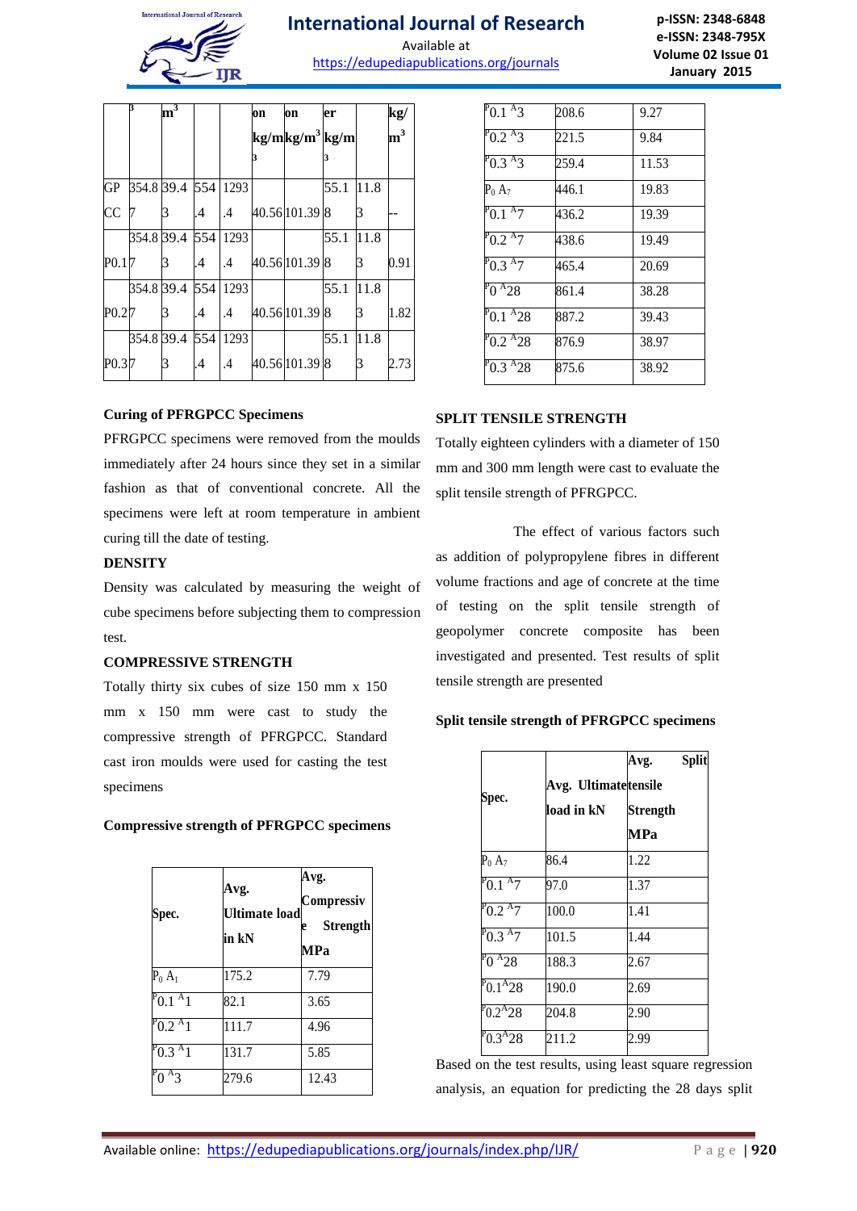| | 3 | $m^3$ | | | on $kg/m^3$ | on $kg/m^3$ | er $kg/m^3$ | | $kg/m^3$ |
|---|---|---|---|---|---|---|---|---|---|
| GPCC | 354.87 | 39.43 | 554.4 | 1293.4 | 40.56 | 101.39 | 55.18 | 11.83 | -- |
| P0.1 | 354.87 | 39.43 | 554.4 | 1293.4 | 40.56 | 101.39 | 55.18 | 11.83 | 0.91 |
| P0.2 | 354.87 | 39.43 | 554.4 | 1293.4 | 40.56 | 101.39 | 55.18 | 11.83 | 1.82 |
| P0.3 | 354.87 | 39.43 | 554.4 | 1293.4 | 40.56 | 101.39 | 55.18 | 11.83 | 2.73 |

**Curing of PFRGPCC Specimens**

PFRGPCC specimens were removed from the moulds immediately after 24 hours since they set in a similar fashion as that of conventional concrete. All the specimens were left at room temperature in ambient curing till the date of testing.

**DENSITY**

Density was calculated by measuring the weight of cube specimens before subjecting them to compression test.

**COMPRESSIVE STRENGTH**

Totally thirty six cubes of size 150 mm x 150 mm x 150 mm were cast to study the compressive strength of PFRGPCC. Standard cast iron moulds were used for casting the test specimens

**Compressive strength of PFRGPCC specimens**

| Spec. | Avg. Ultimate load in kN | Avg. Compressive Strength MPa |
|---|---|---|
| $P_0 A_1$ | 175.2 | 7.79 |
| $P_{0.1} A_1$ | 82.1 | 3.65 |
| $P_{0.2} A_1$ | 111.7 | 4.96 |
| $P_{0.3} A_1$ | 131.7 | 5.85 |
| $P_0 A_3$ | 279.6 | 12.43 |
| $P_{0.1} A_3$ | 208.6 | 9.27 |
| $P_{0.2} A_3$ | 221.5 | 9.84 |
| $P_{0.3} A_3$ | 259.4 | 11.53 |
| $P_0 A_7$ | 446.1 | 19.83 |
| $P_{0.1} A_7$ | 436.2 | 19.39 |
| $P_{0.2} A_7$ | 438.6 | 19.49 |
| $P_{0.3} A_7$ | 465.4 | 20.69 |
| $P_0 A_{28}$ | 861.4 | 38.28 |
| $P_{0.1} A_{28}$ | 887.2 | 39.43 |
| $P_{0.2} A_{28}$ | 876.9 | 38.97 |
| $P_{0.3} A_{28}$ | 875.6 | 38.92 |

**SPLIT TENSILE STRENGTH**

Totally eighteen cylinders with a diameter of 150 mm and 300 mm length were cast to evaluate the split tensile strength of PFRGPCC.

The effect of various factors such as addition of polypropylene fibres in different volume fractions and age of concrete at the time of testing on the split tensile strength of geopolymer concrete composite has been investigated and presented. Test results of split tensile strength are presented

**Split tensile strength of PFRGPCC specimens**

| Spec. | Avg. Ultimate load in kN | Avg. Split tensile Strength MPa |
|---|---|---|
| $P_0 A_7$ | 86.4 | 1.22 |
| $P_{0.1} A_7$ | 97.0 | 1.37 |
| $P_{0.2} A_7$ | 100.0 | 1.41 |
| $P_{0.3} A_7$ | 101.5 | 1.44 |
| $P_0 A_{28}$ | 188.3 | 2.67 |
| $P_{0.1} A_{28}$ | 190.0 | 2.69 |
| $P_{0.2} A_{28}$ | 204.8 | 2.90 |
| $P_{0.3} A_{28}$ | 211.2 | 2.99 |

Based on the test results, using least square regression analysis, an equation for predicting the 28 days split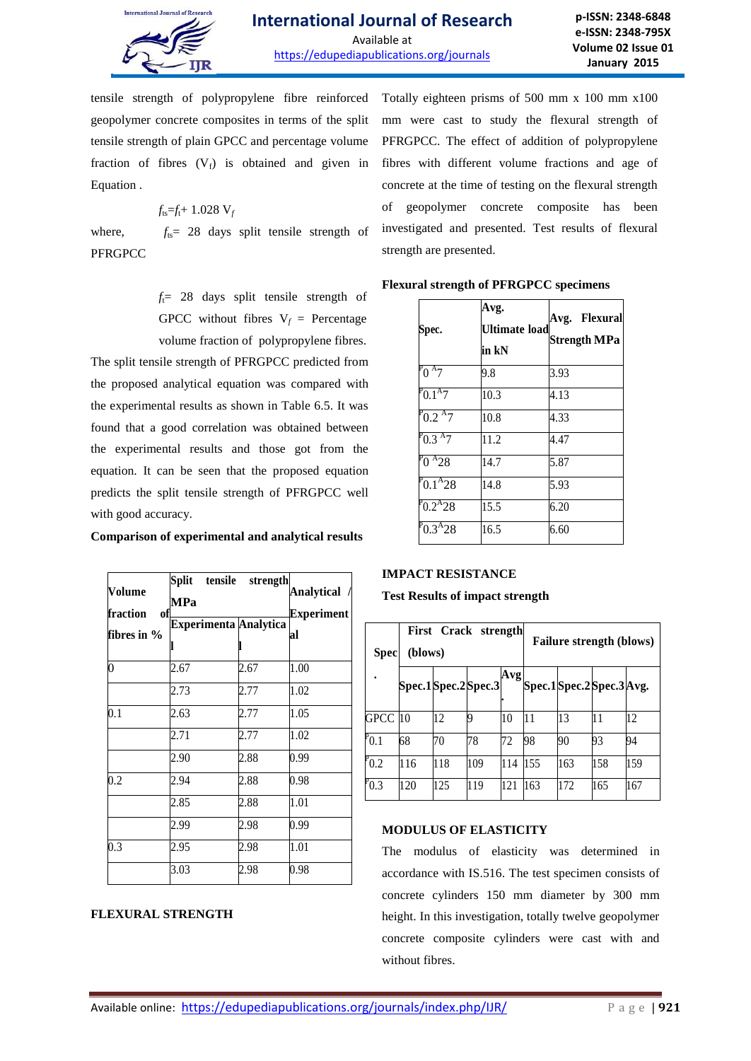tensile strength of polypropylene fibre reinforced geopolymer concrete composites in terms of the split tensile strength of plain GPCC and percentage volume fraction of fibres ($V_f$) is obtained and given in Equation .

$$f_{ts}=f_t+ 1.028\ V_f$$

where, $f_{ts}$= 28 days split tensile strength of PFRGPCC

$f_t$= 28 days split tensile strength of GPCC without fibres $V_f$ = Percentage volume fraction of polypropylene fibres.

The split tensile strength of PFRGPCC predicted from the proposed analytical equation was compared with the experimental results as shown in Table 6.5. It was found that a good correlation was obtained between the experimental results and those got from the equation. It can be seen that the proposed equation predicts the split tensile strength of PFRGPCC well with good accuracy.

**Comparison of experimental and analytical results**

| Volume fraction of fibres in % | Split tensile strength MPa | | Analytical / Experimental |
|---|---|---|---|
| | Experimental | Analytical | |
| 0 | 2.67 | 2.67 | 1.00 |
| | 2.73 | 2.77 | 1.02 |
| 0.1 | 2.63 | 2.77 | 1.05 |
| | 2.71 | 2.77 | 1.02 |
| | 2.90 | 2.88 | 0.99 |
| 0.2 | 2.94 | 2.88 | 0.98 |
| | 2.85 | 2.88 | 1.01 |
| | 2.99 | 2.98 | 0.99 |
| 0.3 | 2.95 | 2.98 | 1.01 |
| | 3.03 | 2.98 | 0.98 |

## FLEXURAL STRENGTH

Totally eighteen prisms of 500 mm x 100 mm x100 mm were cast to study the flexural strength of PFRGPCC. The effect of addition of polypropylene fibres with different volume fractions and age of concrete at the time of testing on the flexural strength of geopolymer concrete composite has been investigated and presented. Test results of flexural strength are presented.

**Flexural strength of PFRGPCC specimens**

| Spec. | Avg. Ultimate load in kN | Avg. Flexural Strength MPa |
|---|---|---|
| P0 A7 | 9.8 | 3.93 |
| P0.1A7 | 10.3 | 4.13 |
| P0.2 A7 | 10.8 | 4.33 |
| P0.3 A7 | 11.2 | 4.47 |
| P0 A28 | 14.7 | 5.87 |
| P0.1A28 | 14.8 | 5.93 |
| P0.2A28 | 15.5 | 6.20 |
| P0.3A28 | 16.5 | 6.60 |

## IMPACT RESISTANCE

**Test Results of impact strength**

| Spec. | First Crack strength (blows) | | | | Failure strength (blows) | | | |
|---|---|---|---|---|---|---|---|---|
| | Spec.1 | Spec.2 | Spec.3 | Avg. | Spec.1 | Spec.2 | Spec.3 | Avg. |
| GPCC | 10 | 12 | 9 | 10 | 11 | 13 | 11 | 12 |
| P0.1 | 68 | 70 | 78 | 72 | 98 | 90 | 93 | 94 |
| P0.2 | 116 | 118 | 109 | 114 | 155 | 163 | 158 | 159 |
| P0.3 | 120 | 125 | 119 | 121 | 163 | 172 | 165 | 167 |

## MODULUS OF ELASTICITY

The modulus of elasticity was determined in accordance with IS.516. The test specimen consists of concrete cylinders 150 mm diameter by 300 mm height. In this investigation, totally twelve geopolymer concrete composite cylinders were cast with and without fibres.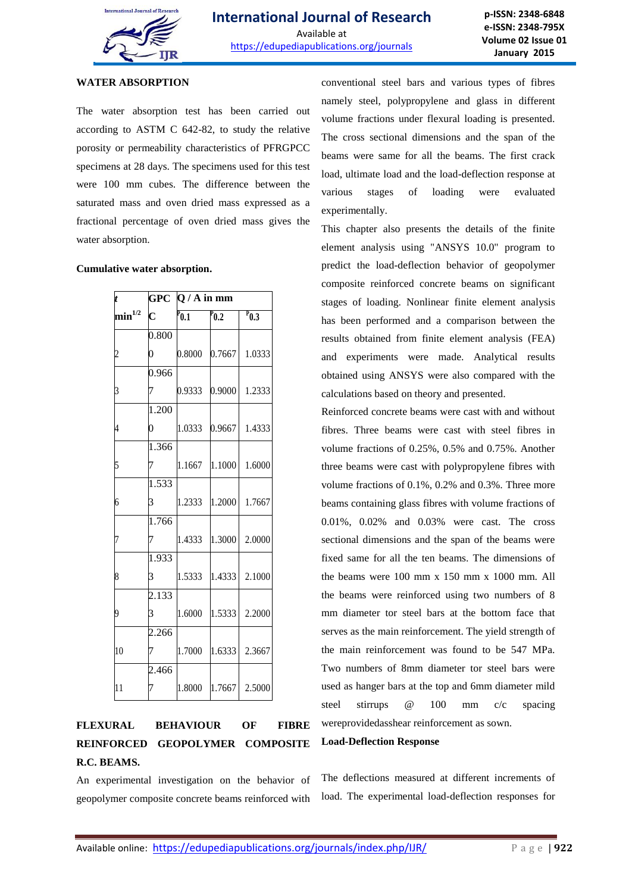**WATER ABSORPTION**

The water absorption test has been carried out according to ASTM C 642-82, to study the relative porosity or permeability characteristics of PFRGPCC specimens at 28 days. The specimens used for this test were 100 mm cubes. The difference between the saturated mass and oven dried mass expressed as a fractional percentage of oven dried mass gives the water absorption.

**Cumulative water absorption.**

| t | GPC | Q / A in mm | | |
|---|---|---|---|---|
| min$^{1/2}$ | C | P0.1 | P0.2 | P0.3 |
| 2 | 0.8000 | 0.8000 | 0.7667 | 1.0333 |
| 3 | 0.9667 | 0.9333 | 0.9000 | 1.2333 |
| 4 | 1.2000 | 1.0333 | 0.9667 | 1.4333 |
| 5 | 1.3667 | 1.1667 | 1.1000 | 1.6000 |
| 6 | 1.5333 | 1.2333 | 1.2000 | 1.7667 |
| 7 | 1.7667 | 1.4333 | 1.3000 | 2.0000 |
| 8 | 1.9333 | 1.5333 | 1.4333 | 2.1000 |
| 9 | 2.1333 | 1.6000 | 1.5333 | 2.2000 |
| 10 | 2.2667 | 1.7000 | 1.6333 | 2.3667 |
| 11 | 2.4667 | 1.8000 | 1.7667 | 2.5000 |

**FLEXURAL BEHAVIOUR OF FIBRE REINFORCED GEOPOLYMER COMPOSITE R.C. BEAMS.**

An experimental investigation on the behavior of geopolymer composite concrete beams reinforced with conventional steel bars and various types of fibres namely steel, polypropylene and glass in different volume fractions under flexural loading is presented. The cross sectional dimensions and the span of the beams were same for all the beams. The first crack load, ultimate load and the load-deflection response at various stages of loading were evaluated experimentally.

This chapter also presents the details of the finite element analysis using "ANSYS 10.0" program to predict the load-deflection behavior of geopolymer composite reinforced concrete beams on significant stages of loading. Nonlinear finite element analysis has been performed and a comparison between the results obtained from finite element analysis (FEA) and experiments were made. Analytical results obtained using ANSYS were also compared with the calculations based on theory and presented.

Reinforced concrete beams were cast with and without fibres. Three beams were cast with steel fibres in volume fractions of 0.25%, 0.5% and 0.75%. Another three beams were cast with polypropylene fibres with volume fractions of 0.1%, 0.2% and 0.3%. Three more beams containing glass fibres with volume fractions of 0.01%, 0.02% and 0.03% were cast. The cross sectional dimensions and the span of the beams were fixed same for all the ten beams. The dimensions of the beams were 100 mm x 150 mm x 1000 mm. All the beams were reinforced using two numbers of 8 mm diameter tor steel bars at the bottom face that serves as the main reinforcement. The yield strength of the main reinforcement was found to be 547 MPa. Two numbers of 8mm diameter tor steel bars were used as hanger bars at the top and 6mm diameter mild steel stirrups @ 100 mm c/c spacing wereprovidedasshear reinforcement as sown.

**Load-Deflection Response**

The deflections measured at different increments of load. The experimental load-deflection responses for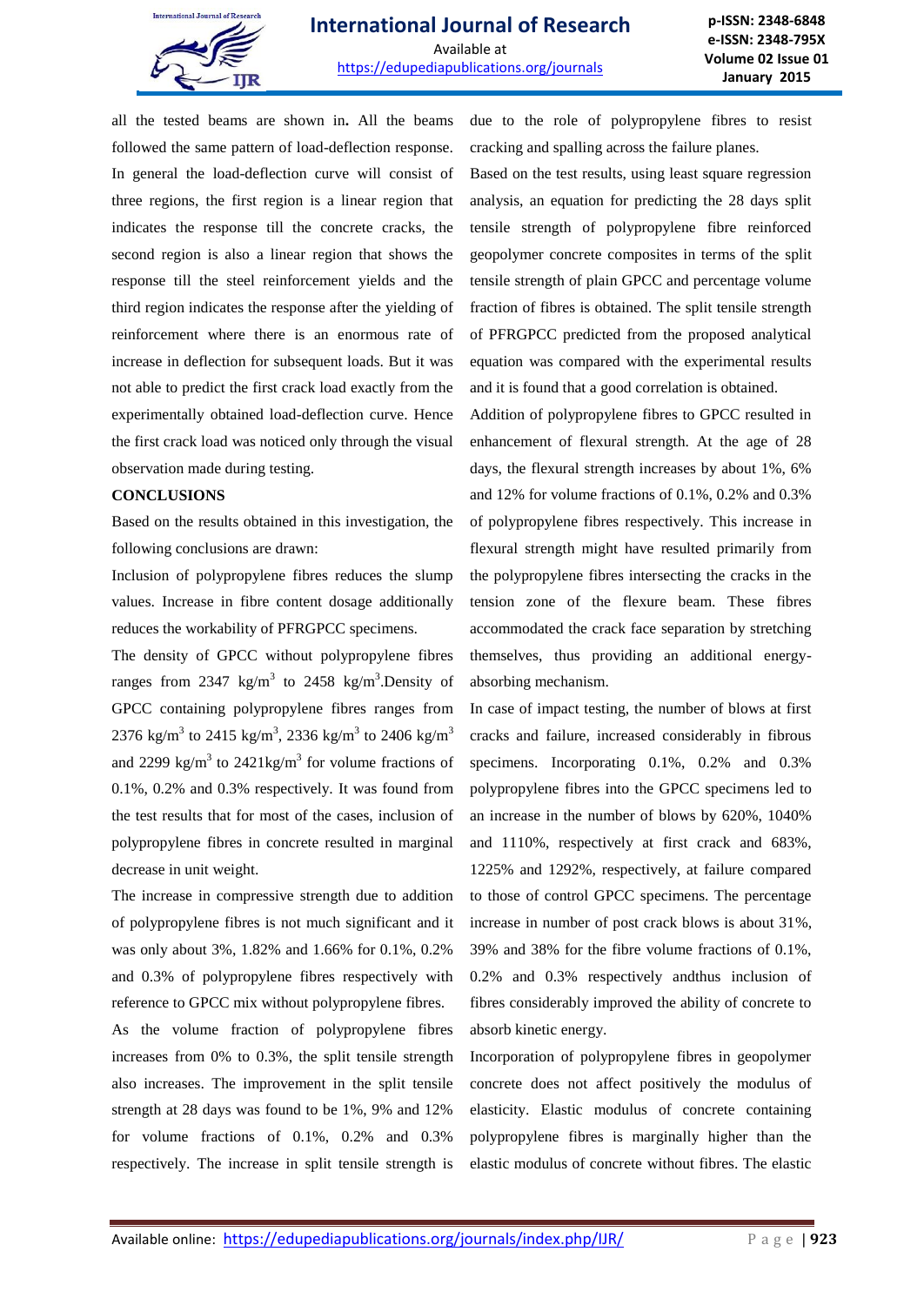all the tested beams are shown in**.** All the beams followed the same pattern of load-deflection response. In general the load-deflection curve will consist of three regions, the first region is a linear region that indicates the response till the concrete cracks, the second region is also a linear region that shows the response till the steel reinforcement yields and the third region indicates the response after the yielding of reinforcement where there is an enormous rate of increase in deflection for subsequent loads. But it was not able to predict the first crack load exactly from the experimentally obtained load-deflection curve. Hence the first crack load was noticed only through the visual observation made during testing.

**CONCLUSIONS**

Based on the results obtained in this investigation, the following conclusions are drawn:

Inclusion of polypropylene fibres reduces the slump values. Increase in fibre content dosage additionally reduces the workability of PFRGPCC specimens.

The density of GPCC without polypropylene fibres ranges from 2347 kg/m$^3$ to 2458 kg/m$^3$.Density of GPCC containing polypropylene fibres ranges from 2376 kg/m$^3$ to 2415 kg/m$^3$, 2336 kg/m$^3$ to 2406 kg/m$^3$ and 2299 kg/m$^3$ to 2421kg/m$^3$ for volume fractions of 0.1%, 0.2% and 0.3% respectively. It was found from the test results that for most of the cases, inclusion of polypropylene fibres in concrete resulted in marginal decrease in unit weight.

The increase in compressive strength due to addition of polypropylene fibres is not much significant and it was only about 3%, 1.82% and 1.66% for 0.1%, 0.2% and 0.3% of polypropylene fibres respectively with reference to GPCC mix without polypropylene fibres.

As the volume fraction of polypropylene fibres increases from 0% to 0.3%, the split tensile strength also increases. The improvement in the split tensile strength at 28 days was found to be 1%, 9% and 12% for volume fractions of 0.1%, 0.2% and 0.3% respectively. The increase in split tensile strength is due to the role of polypropylene fibres to resist cracking and spalling across the failure planes.

Based on the test results, using least square regression analysis, an equation for predicting the 28 days split tensile strength of polypropylene fibre reinforced geopolymer concrete composites in terms of the split tensile strength of plain GPCC and percentage volume fraction of fibres is obtained. The split tensile strength of PFRGPCC predicted from the proposed analytical equation was compared with the experimental results and it is found that a good correlation is obtained.

Addition of polypropylene fibres to GPCC resulted in enhancement of flexural strength. At the age of 28 days, the flexural strength increases by about 1%, 6% and 12% for volume fractions of 0.1%, 0.2% and 0.3% of polypropylene fibres respectively. This increase in flexural strength might have resulted primarily from the polypropylene fibres intersecting the cracks in the tension zone of the flexure beam. These fibres accommodated the crack face separation by stretching themselves, thus providing an additional energy-absorbing mechanism.

In case of impact testing, the number of blows at first cracks and failure, increased considerably in fibrous specimens. Incorporating 0.1%, 0.2% and 0.3% polypropylene fibres into the GPCC specimens led to an increase in the number of blows by 620%, 1040% and 1110%, respectively at first crack and 683%, 1225% and 1292%, respectively, at failure compared to those of control GPCC specimens. The percentage increase in number of post crack blows is about 31%, 39% and 38% for the fibre volume fractions of 0.1%, 0.2% and 0.3% respectively andthus inclusion of fibres considerably improved the ability of concrete to absorb kinetic energy.

Incorporation of polypropylene fibres in geopolymer concrete does not affect positively the modulus of elasticity. Elastic modulus of concrete containing polypropylene fibres is marginally higher than the elastic modulus of concrete without fibres. The elastic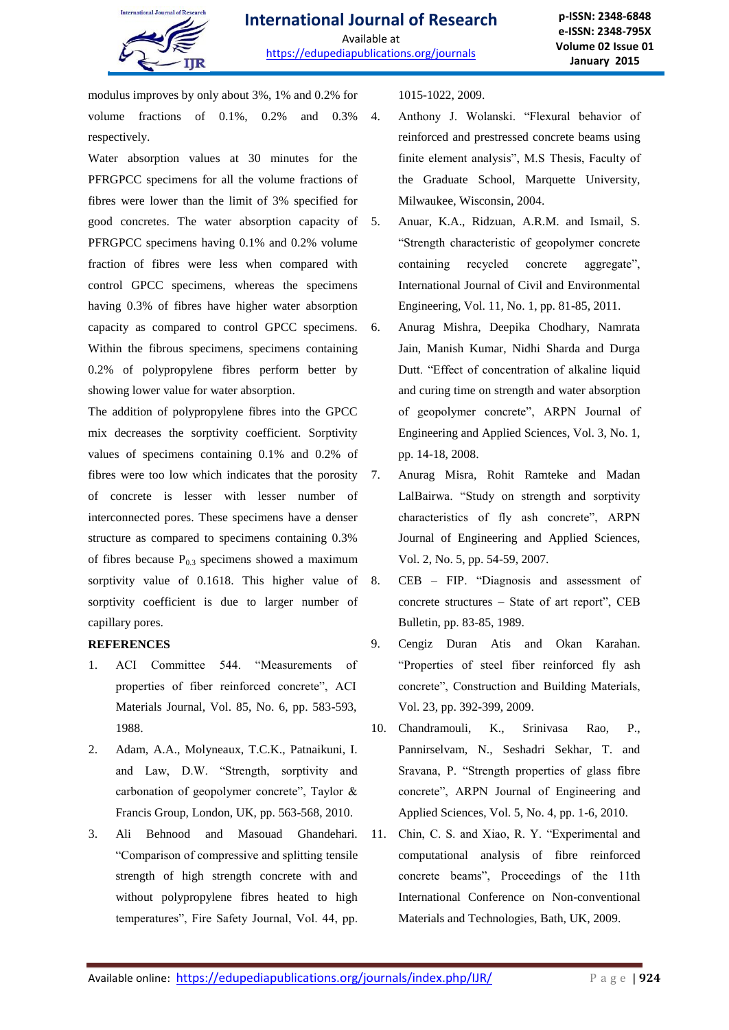modulus improves by only about 3%, 1% and 0.2% for volume fractions of 0.1%, 0.2% and 0.3% respectively.

Water absorption values at 30 minutes for the PFRGPCC specimens for all the volume fractions of fibres were lower than the limit of 3% specified for good concretes. The water absorption capacity of PFRGPCC specimens having 0.1% and 0.2% volume fraction of fibres were less when compared with control GPCC specimens, whereas the specimens having 0.3% of fibres have higher water absorption capacity as compared to control GPCC specimens. Within the fibrous specimens, specimens containing 0.2% of polypropylene fibres perform better by showing lower value for water absorption.

The addition of polypropylene fibres into the GPCC mix decreases the sorptivity coefficient. Sorptivity values of specimens containing 0.1% and 0.2% of fibres were too low which indicates that the porosity of concrete is lesser with lesser number of interconnected pores. These specimens have a denser structure as compared to specimens containing 0.3% of fibres because $P_{0.3}$ specimens showed a maximum sorptivity value of 0.1618. This higher value of sorptivity coefficient is due to larger number of capillary pores.

## REFERENCES

1. ACI Committee 544. "Measurements of properties of fiber reinforced concrete", ACI Materials Journal, Vol. 85, No. 6, pp. 583-593, 1988.
2. Adam, A.A., Molyneaux, T.C.K., Patnaikuni, I. and Law, D.W. "Strength, sorptivity and carbonation of geopolymer concrete", Taylor & Francis Group, London, UK, pp. 563-568, 2010.
3. Ali Behnood and Masouad Ghandehari. "Comparison of compressive and splitting tensile strength of high strength concrete with and without polypropylene fibres heated to high temperatures", Fire Safety Journal, Vol. 44, pp. 1015-1022, 2009.
4. Anthony J. Wolanski. "Flexural behavior of reinforced and prestressed concrete beams using finite element analysis", M.S Thesis, Faculty of the Graduate School, Marquette University, Milwaukee, Wisconsin, 2004.
5. Anuar, K.A., Ridzuan, A.R.M. and Ismail, S. "Strength characteristic of geopolymer concrete containing recycled concrete aggregate", International Journal of Civil and Environmental Engineering, Vol. 11, No. 1, pp. 81-85, 2011.
6. Anurag Mishra, Deepika Chodhary, Namrata Jain, Manish Kumar, Nidhi Sharda and Durga Dutt. "Effect of concentration of alkaline liquid and curing time on strength and water absorption of geopolymer concrete", ARPN Journal of Engineering and Applied Sciences, Vol. 3, No. 1, pp. 14-18, 2008.
7. Anurag Misra, Rohit Ramteke and Madan LalBairwa. "Study on strength and sorptivity characteristics of fly ash concrete", ARPN Journal of Engineering and Applied Sciences, Vol. 2, No. 5, pp. 54-59, 2007.
8. CEB – FIP. "Diagnosis and assessment of concrete structures – State of art report", CEB Bulletin, pp. 83-85, 1989.
9. Cengiz Duran Atis and Okan Karahan. "Properties of steel fiber reinforced fly ash concrete", Construction and Building Materials, Vol. 23, pp. 392-399, 2009.
10. Chandramouli, K., Srinivasa Rao, P., Pannirselvam, N., Seshadri Sekhar, T. and Sravana, P. "Strength properties of glass fibre concrete", ARPN Journal of Engineering and Applied Sciences, Vol. 5, No. 4, pp. 1-6, 2010.
11. Chin, C. S. and Xiao, R. Y. "Experimental and computational analysis of fibre reinforced concrete beams", Proceedings of the 11th International Conference on Non-conventional Materials and Technologies, Bath, UK, 2009.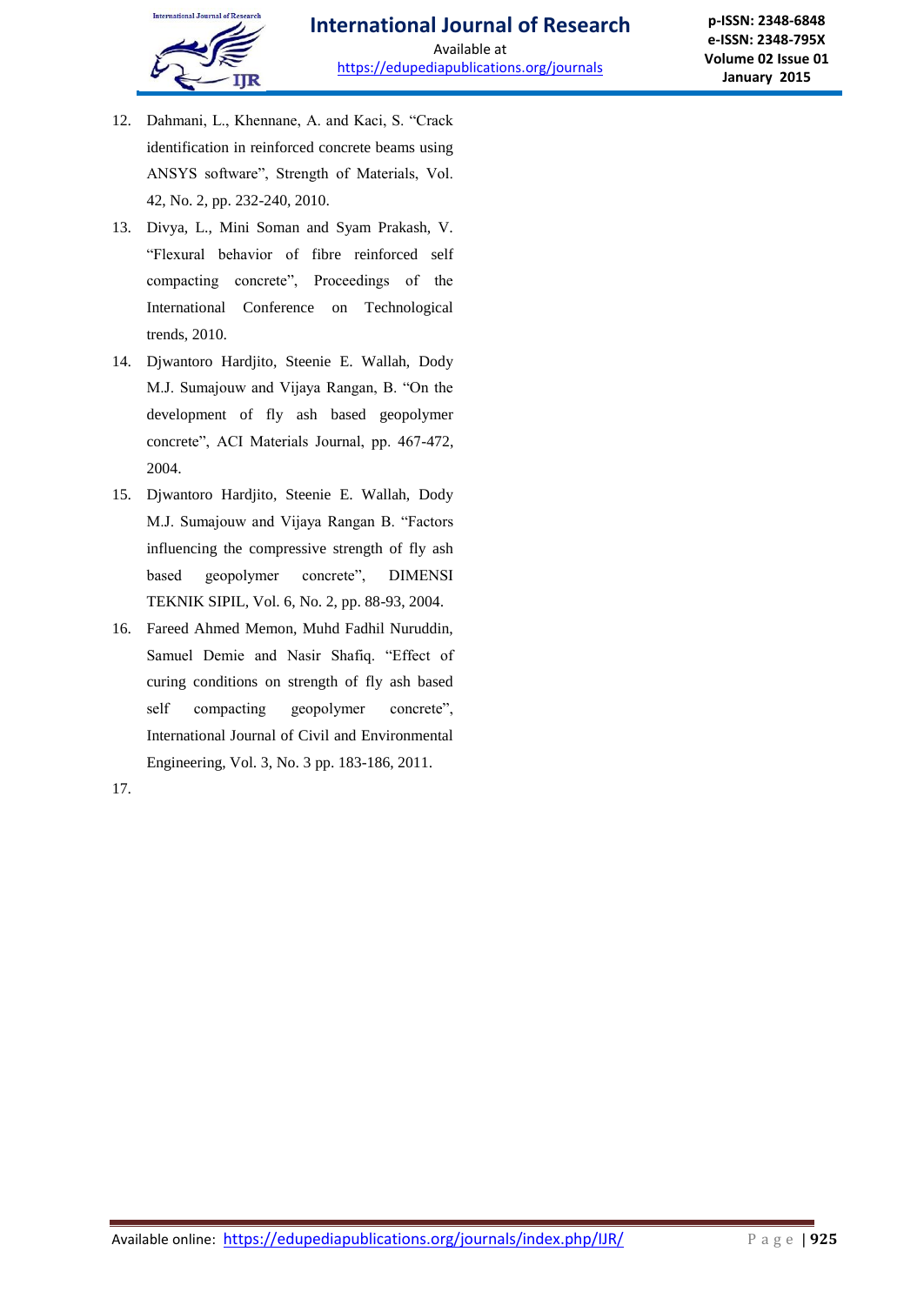12. Dahmani, L., Khennane, A. and Kaci, S. "Crack identification in reinforced concrete beams using ANSYS software", Strength of Materials, Vol. 42, No. 2, pp. 232-240, 2010.
13. Divya, L., Mini Soman and Syam Prakash, V. "Flexural behavior of fibre reinforced self compacting concrete", Proceedings of the International Conference on Technological trends, 2010.
14. Djwantoro Hardjito, Steenie E. Wallah, Dody M.J. Sumajouw and Vijaya Rangan, B. "On the development of fly ash based geopolymer concrete", ACI Materials Journal, pp. 467-472, 2004.
15. Djwantoro Hardjito, Steenie E. Wallah, Dody M.J. Sumajouw and Vijaya Rangan B. "Factors influencing the compressive strength of fly ash based geopolymer concrete", DIMENSI TEKNIK SIPIL, Vol. 6, No. 2, pp. 88-93, 2004.
16. Fareed Ahmed Memon, Muhd Fadhil Nuruddin, Samuel Demie and Nasir Shafiq. "Effect of curing conditions on strength of fly ash based self compacting geopolymer concrete", International Journal of Civil and Environmental Engineering, Vol. 3, No. 3 pp. 183-186, 2011.
17.